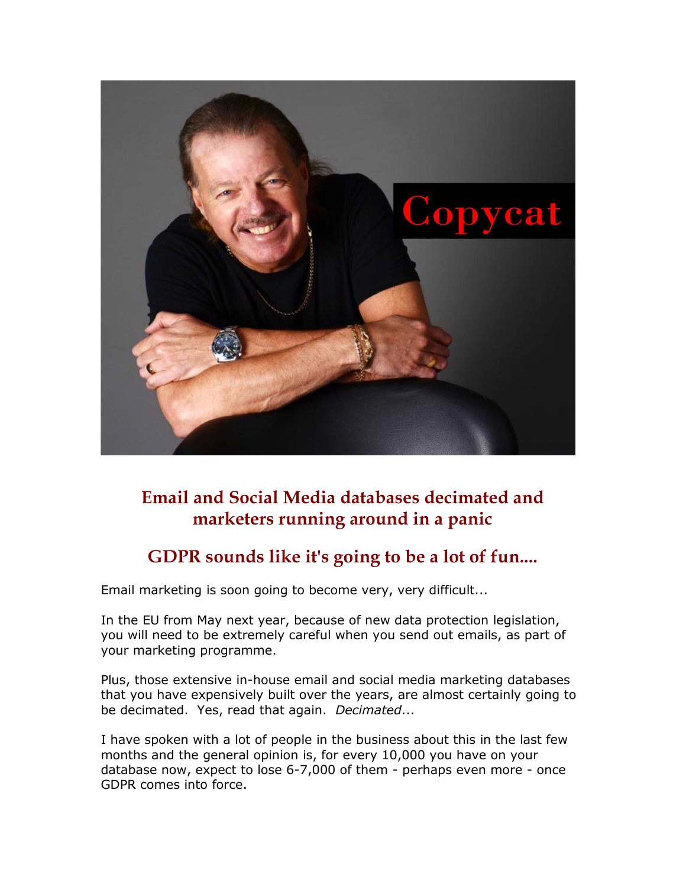## Email and Social Media databases decimated and marketers running around in a panic

## GDPR sounds like it's going to be a lot of fun....

Email marketing is soon going to become very, very difficult...

In the EU from May next year, because of new data protection legislation, you will need to be extremely careful when you send out emails, as part of your marketing programme.

Plus, those extensive in-house email and social media marketing databases that you have expensively built over the years, are almost certainly going to be decimated. Yes, read that again. *Decimated*...

I have spoken with a lot of people in the business about this in the last few months and the general opinion is, for every 10,000 you have on your database now, expect to lose 6-7,000 of them - perhaps even more - once GDPR comes into force.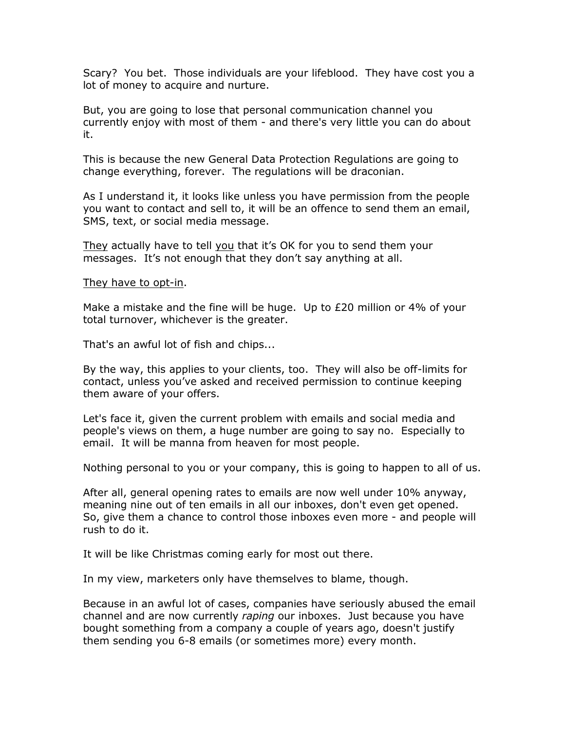Scary? You bet. Those individuals are your lifeblood. They have cost you a lot of money to acquire and nurture.

But, you are going to lose that personal communication channel you currently enjoy with most of them - and there's very little you can do about it.

This is because the new General Data Protection Regulations are going to change everything, forever. The regulations will be draconian.

As I understand it, it looks like unless you have permission from the people you want to contact and sell to, it will be an offence to send them an email, SMS, text, or social media message.

<u>They</u> actually have to tell <u>you</u> that it's OK for you to send them your messages. It's not enough that they don't say anything at all.

<u>They have to opt-in</u>.

Make a mistake and the fine will be huge. Up to £20 million or 4% of your total turnover, whichever is the greater.

That's an awful lot of fish and chips...

By the way, this applies to your clients, too. They will also be off-limits for contact, unless you've asked and received permission to continue keeping them aware of your offers.

Let's face it, given the current problem with emails and social media and people's views on them, a huge number are going to say no. Especially to email. It will be manna from heaven for most people.

Nothing personal to you or your company, this is going to happen to all of us.

After all, general opening rates to emails are now well under 10% anyway, meaning nine out of ten emails in all our inboxes, don't even get opened. So, give them a chance to control those inboxes even more - and people will rush to do it.

It will be like Christmas coming early for most out there.

In my view, marketers only have themselves to blame, though.

Because in an awful lot of cases, companies have seriously abused the email channel and are now currently *raping* our inboxes. Just because you have bought something from a company a couple of years ago, doesn't justify them sending you 6-8 emails (or sometimes more) every month.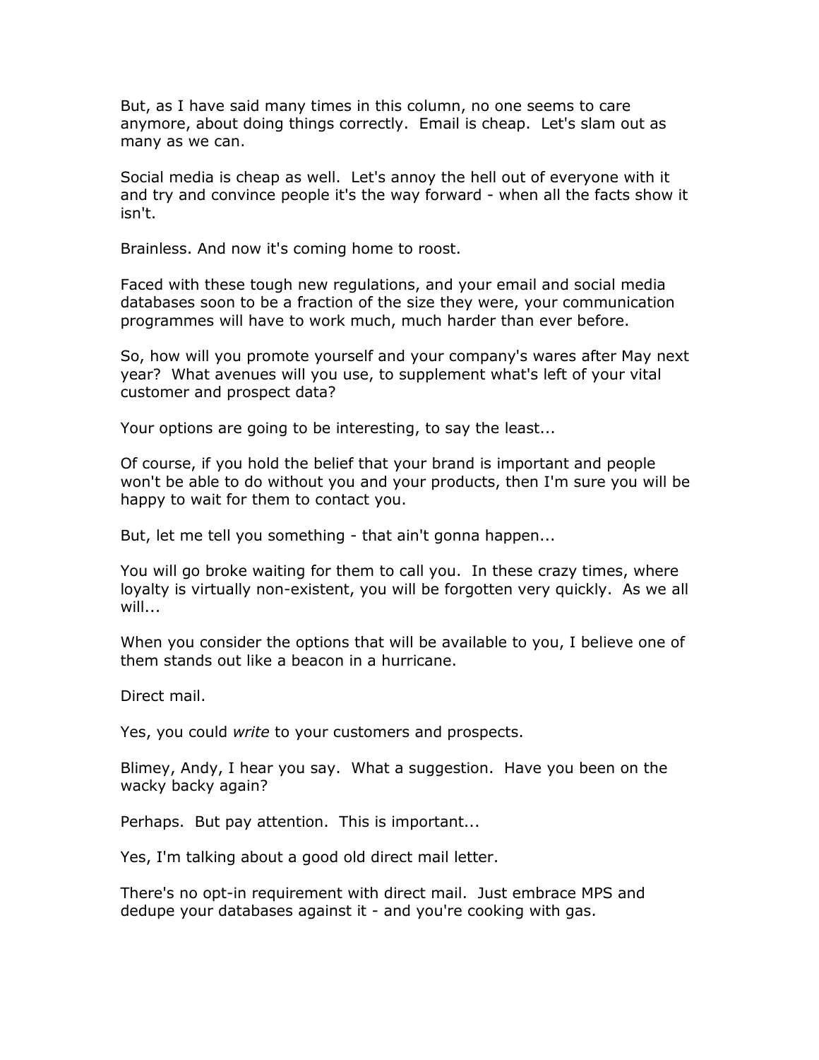But, as I have said many times in this column, no one seems to care anymore, about doing things correctly.  Email is cheap.  Let's slam out as many as we can.

Social media is cheap as well.  Let's annoy the hell out of everyone with it and try and convince people it's the way forward - when all the facts show it isn't.

Brainless. And now it's coming home to roost.

Faced with these tough new regulations, and your email and social media databases soon to be a fraction of the size they were, your communication programmes will have to work much, much harder than ever before.

So, how will you promote yourself and your company's wares after May next year?  What avenues will you use, to supplement what's left of your vital customer and prospect data?

Your options are going to be interesting, to say the least...

Of course, if you hold the belief that your brand is important and people won't be able to do without you and your products, then I'm sure you will be happy to wait for them to contact you.

But, let me tell you something - that ain't gonna happen...

You will go broke waiting for them to call you.  In these crazy times, where loyalty is virtually non-existent, you will be forgotten very quickly.  As we all will...

When you consider the options that will be available to you, I believe one of them stands out like a beacon in a hurricane.

Direct mail.

Yes, you could *write* to your customers and prospects.

Blimey, Andy, I hear you say.  What a suggestion.  Have you been on the wacky backy again?

Perhaps.  But pay attention.  This is important...

Yes, I'm talking about a good old direct mail letter.

There's no opt-in requirement with direct mail.  Just embrace MPS and dedupe your databases against it - and you're cooking with gas.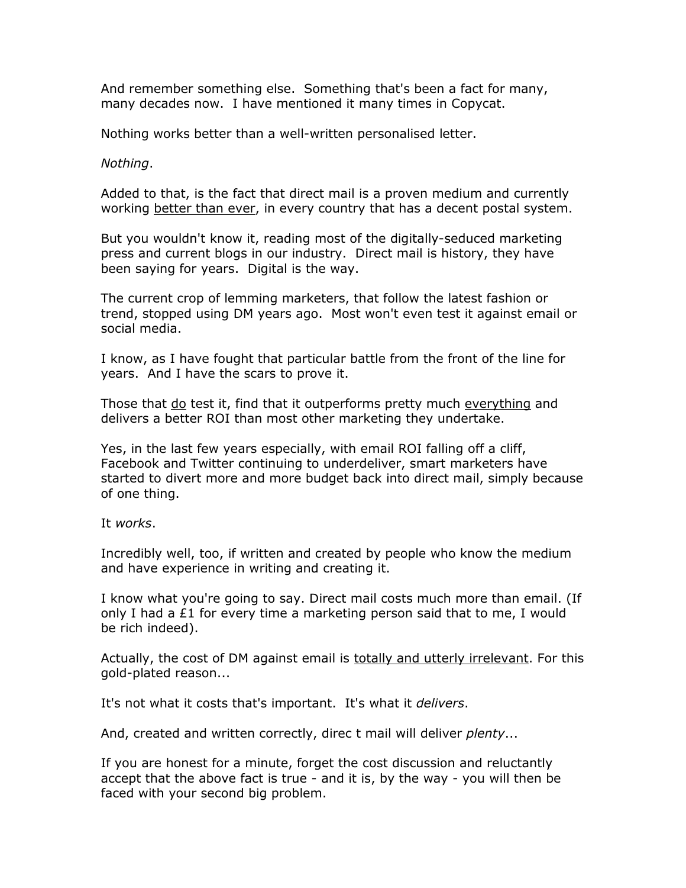And remember something else. Something that's been a fact for many, many decades now. I have mentioned it many times in Copycat.

Nothing works better than a well-written personalised letter.

*Nothing*.

Added to that, is the fact that direct mail is a proven medium and currently working <u>better than ever</u>, in every country that has a decent postal system.

But you wouldn't know it, reading most of the digitally-seduced marketing press and current blogs in our industry. Direct mail is history, they have been saying for years. Digital is the way.

The current crop of lemming marketers, that follow the latest fashion or trend, stopped using DM years ago. Most won't even test it against email or social media.

I know, as I have fought that particular battle from the front of the line for years. And I have the scars to prove it.

Those that <u>do</u> test it, find that it outperforms pretty much <u>everything</u> and delivers a better ROI than most other marketing they undertake.

Yes, in the last few years especially, with email ROI falling off a cliff, Facebook and Twitter continuing to underdeliver, smart marketers have started to divert more and more budget back into direct mail, simply because of one thing.

It *works*.

Incredibly well, too, if written and created by people who know the medium and have experience in writing and creating it.

I know what you're going to say. Direct mail costs much more than email. (If only I had a £1 for every time a marketing person said that to me, I would be rich indeed).

Actually, the cost of DM against email is <u>totally and utterly irrelevant</u>. For this gold-plated reason...

It's not what it costs that's important. It's what it *delivers*.

And, created and written correctly, direc t mail will deliver *plenty*...

If you are honest for a minute, forget the cost discussion and reluctantly accept that the above fact is true - and it is, by the way - you will then be faced with your second big problem.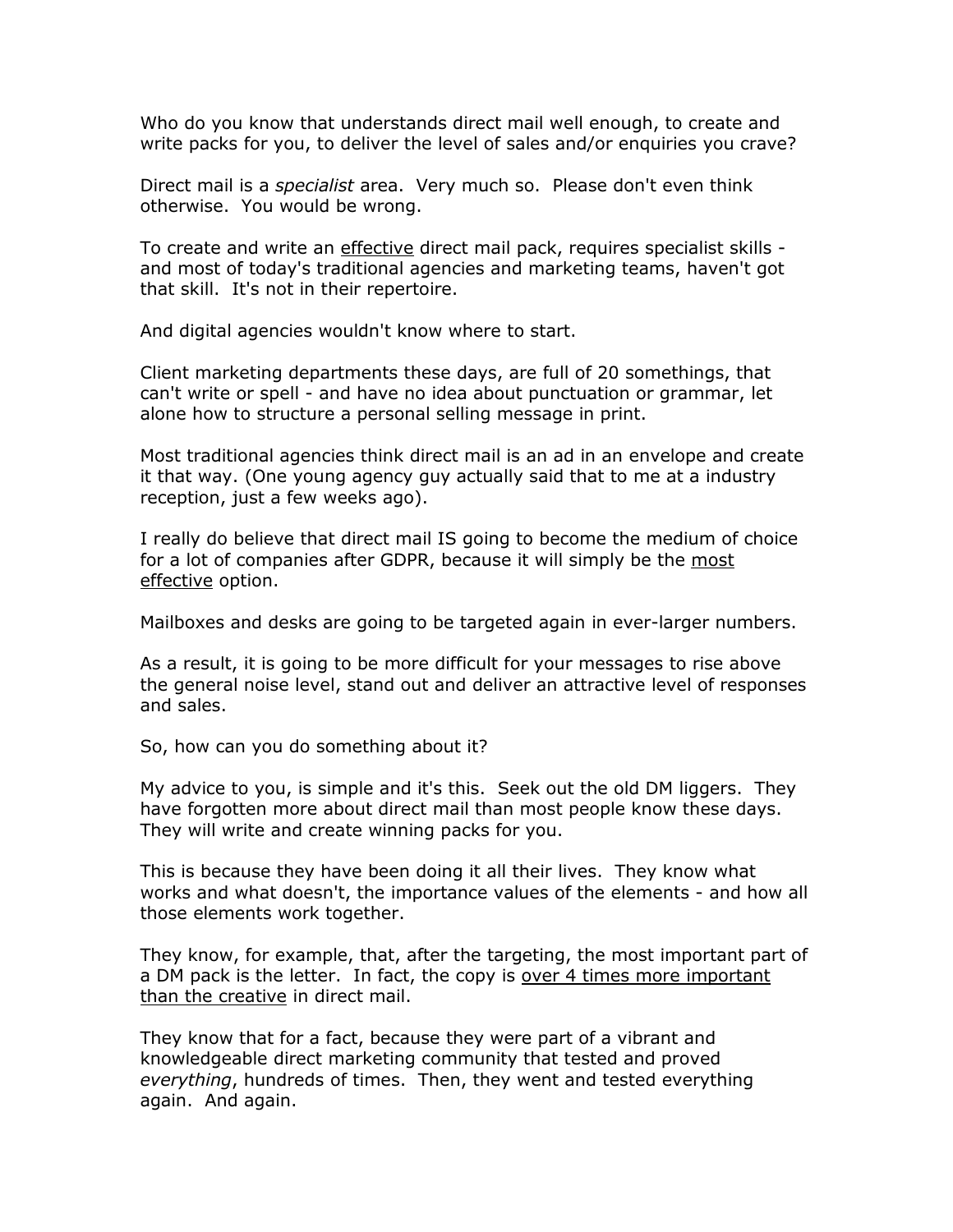Who do you know that understands direct mail well enough, to create and write packs for you, to deliver the level of sales and/or enquiries you crave?

Direct mail is a *specialist* area. Very much so. Please don't even think otherwise. You would be wrong.

To create and write an <u>effective</u> direct mail pack, requires specialist skills - and most of today's traditional agencies and marketing teams, haven't got that skill. It's not in their repertoire.

And digital agencies wouldn't know where to start.

Client marketing departments these days, are full of 20 somethings, that can't write or spell - and have no idea about punctuation or grammar, let alone how to structure a personal selling message in print.

Most traditional agencies think direct mail is an ad in an envelope and create it that way. (One young agency guy actually said that to me at a industry reception, just a few weeks ago).

I really do believe that direct mail IS going to become the medium of choice for a lot of companies after GDPR, because it will simply be the <u>most effective</u> option.

Mailboxes and desks are going to be targeted again in ever-larger numbers.

As a result, it is going to be more difficult for your messages to rise above the general noise level, stand out and deliver an attractive level of responses and sales.

So, how can you do something about it?

My advice to you, is simple and it's this. Seek out the old DM liggers. They have forgotten more about direct mail than most people know these days. They will write and create winning packs for you.

This is because they have been doing it all their lives. They know what works and what doesn't, the importance values of the elements - and how all those elements work together.

They know, for example, that, after the targeting, the most important part of a DM pack is the letter. In fact, the copy is <u>over 4 times more important than the creative</u> in direct mail.

They know that for a fact, because they were part of a vibrant and knowledgeable direct marketing community that tested and proved *everything*, hundreds of times. Then, they went and tested everything again. And again.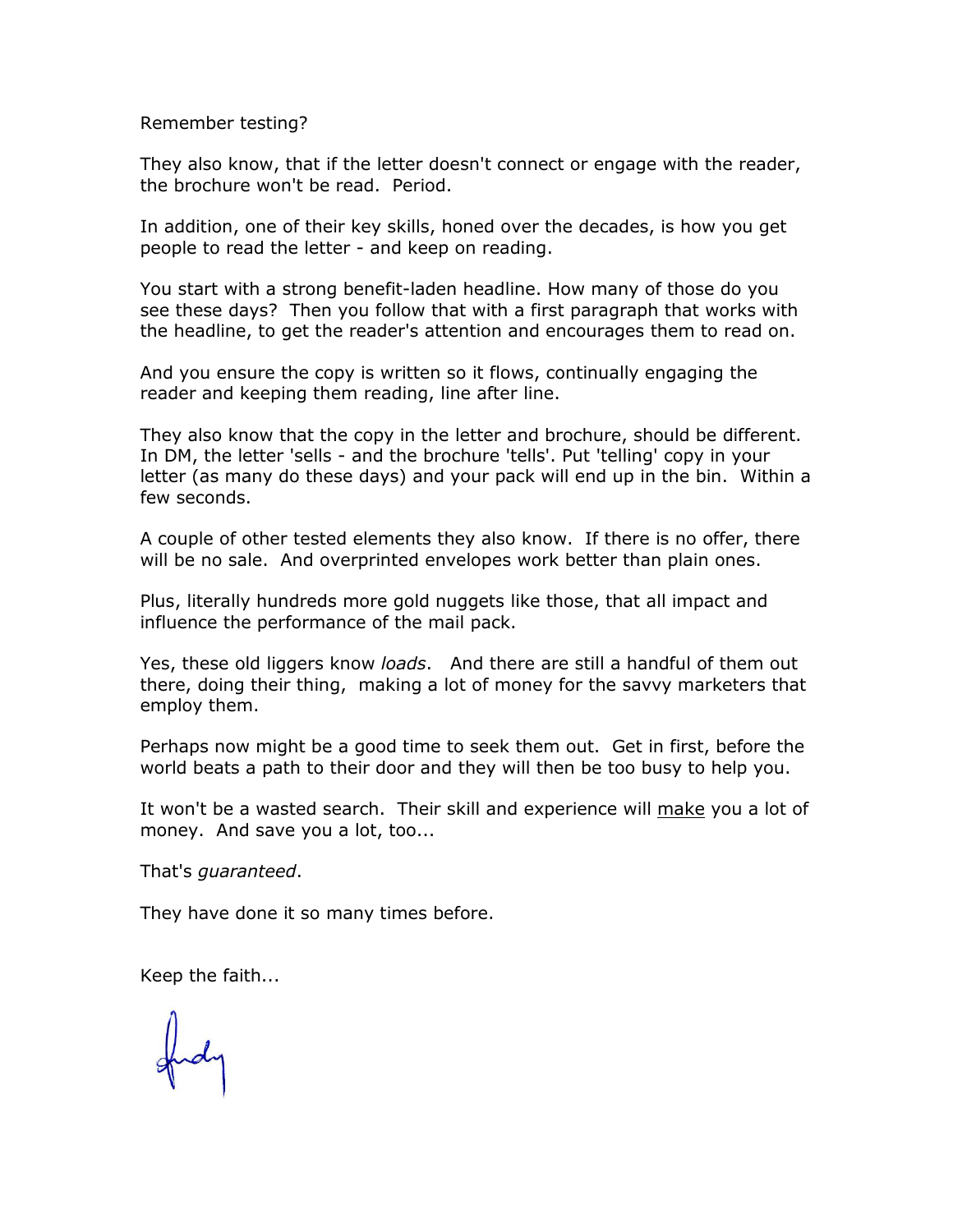Remember testing?

They also know, that if the letter doesn't connect or engage with the reader, the brochure won't be read. Period.

In addition, one of their key skills, honed over the decades, is how you get people to read the letter - and keep on reading.

You start with a strong benefit-laden headline. How many of those do you see these days? Then you follow that with a first paragraph that works with the headline, to get the reader's attention and encourages them to read on.

And you ensure the copy is written so it flows, continually engaging the reader and keeping them reading, line after line.

They also know that the copy in the letter and brochure, should be different. In DM, the letter 'sells - and the brochure 'tells'. Put 'telling' copy in your letter (as many do these days) and your pack will end up in the bin. Within a few seconds.

A couple of other tested elements they also know. If there is no offer, there will be no sale. And overprinted envelopes work better than plain ones.

Plus, literally hundreds more gold nuggets like those, that all impact and influence the performance of the mail pack.

Yes, these old liggers know *loads*. And there are still a handful of them out there, doing their thing, making a lot of money for the savvy marketers that employ them.

Perhaps now might be a good time to seek them out. Get in first, before the world beats a path to their door and they will then be too busy to help you.

It won't be a wasted search. Their skill and experience will <u>make</u> you a lot of money. And save you a lot, too...

That's *guaranteed*.

They have done it so many times before.

Keep the faith...

Andy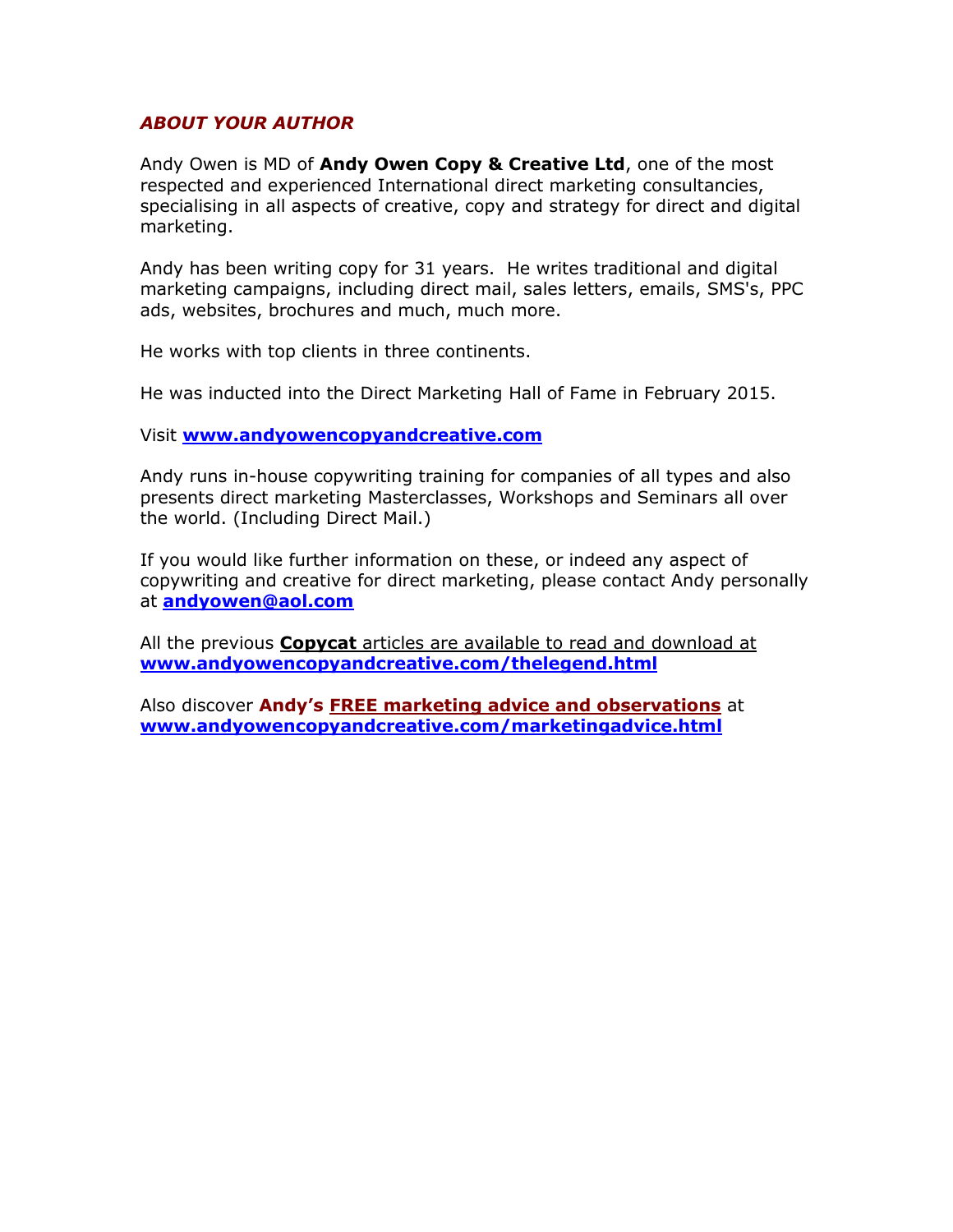## *ABOUT YOUR AUTHOR*

Andy Owen is MD of **Andy Owen Copy & Creative Ltd**, one of the most respected and experienced International direct marketing consultancies, specialising in all aspects of creative, copy and strategy for direct and digital marketing.

Andy has been writing copy for 31 years. He writes traditional and digital marketing campaigns, including direct mail, sales letters, emails, SMS's, PPC ads, websites, brochures and much, much more.

He works with top clients in three continents.

He was inducted into the Direct Marketing Hall of Fame in February 2015.

Visit **www.andyowencopyandcreative.com**

Andy runs in-house copywriting training for companies of all types and also presents direct marketing Masterclasses, Workshops and Seminars all over the world. (Including Direct Mail.)

If you would like further information on these, or indeed any aspect of copywriting and creative for direct marketing, please contact Andy personally at **andyowen@aol.com**

All the previous **Copycat** articles are available to read and download at **www.andyowencopyandcreative.com/thelegend.html**

Also discover **Andy's FREE marketing advice and observations** at **www.andyowencopyandcreative.com/marketingadvice.html**